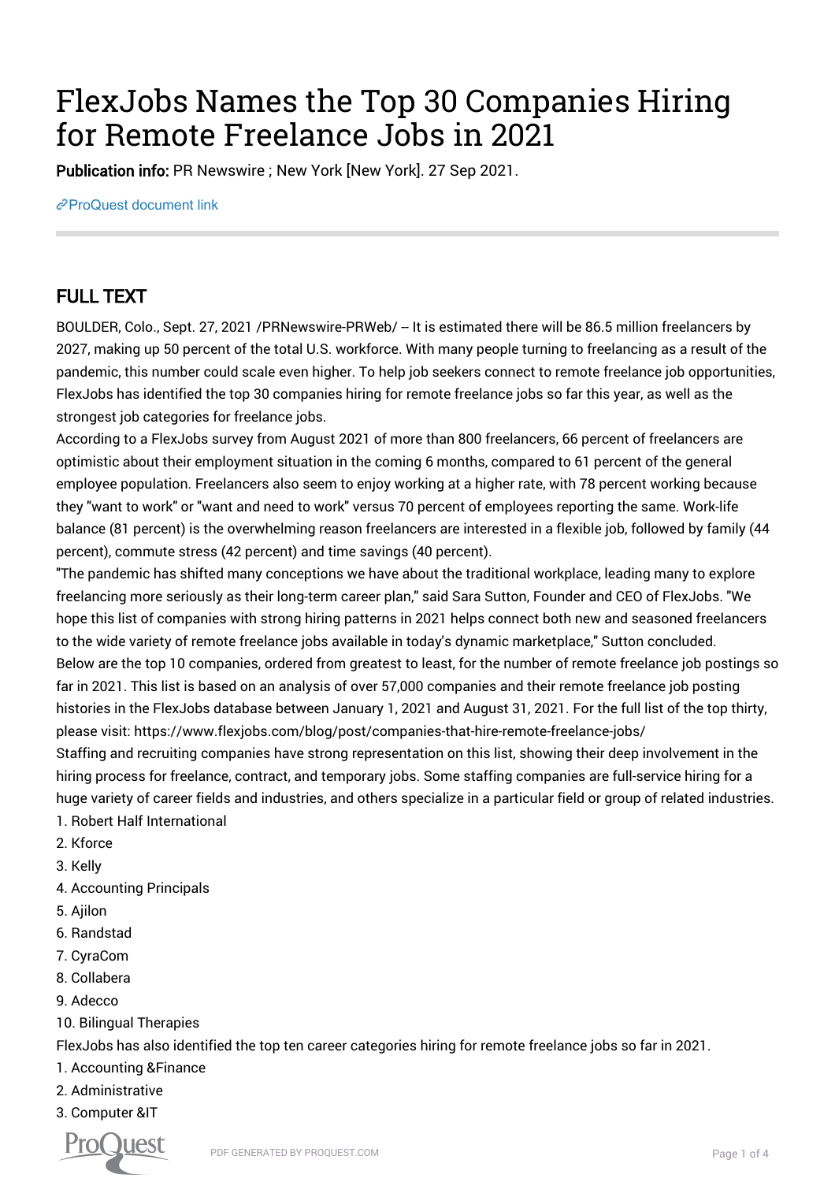# FlexJobs Names the Top 30 Companies Hiring for Remote Freelance Jobs in 2021

**Publication info:** PR Newswire ; New York [New York]. 27 Sep 2021.

ProQuest document link

## FULL TEXT

BOULDER, Colo., Sept. 27, 2021 /PRNewswire-PRWeb/ -- It is estimated there will be 86.5 million freelancers by 2027, making up 50 percent of the total U.S. workforce. With many people turning to freelancing as a result of the pandemic, this number could scale even higher. To help job seekers connect to remote freelance job opportunities, FlexJobs has identified the top 30 companies hiring for remote freelance jobs so far this year, as well as the strongest job categories for freelance jobs.

According to a FlexJobs survey from August 2021 of more than 800 freelancers, 66 percent of freelancers are optimistic about their employment situation in the coming 6 months, compared to 61 percent of the general employee population. Freelancers also seem to enjoy working at a higher rate, with 78 percent working because they "want to work" or "want and need to work" versus 70 percent of employees reporting the same. Work-life balance (81 percent) is the overwhelming reason freelancers are interested in a flexible job, followed by family (44 percent), commute stress (42 percent) and time savings (40 percent).

"The pandemic has shifted many conceptions we have about the traditional workplace, leading many to explore freelancing more seriously as their long-term career plan," said Sara Sutton, Founder and CEO of FlexJobs. "We hope this list of companies with strong hiring patterns in 2021 helps connect both new and seasoned freelancers to the wide variety of remote freelance jobs available in today's dynamic marketplace," Sutton concluded.

Below are the top 10 companies, ordered from greatest to least, for the number of remote freelance job postings so far in 2021. This list is based on an analysis of over 57,000 companies and their remote freelance job posting histories in the FlexJobs database between January 1, 2021 and August 31, 2021. For the full list of the top thirty, please visit: https://www.flexjobs.com/blog/post/companies-that-hire-remote-freelance-jobs/

Staffing and recruiting companies have strong representation on this list, showing their deep involvement in the hiring process for freelance, contract, and temporary jobs. Some staffing companies are full-service hiring for a huge variety of career fields and industries, and others specialize in a particular field or group of related industries.

1. Robert Half International
2. Kforce
3. Kelly
4. Accounting Principals
5. Ajilon
6. Randstad
7. CyraCom
8. Collabera
9. Adecco
10. Bilingual Therapies

FlexJobs has also identified the top ten career categories hiring for remote freelance jobs so far in 2021.

1. Accounting &Finance
2. Administrative
3. Computer &IT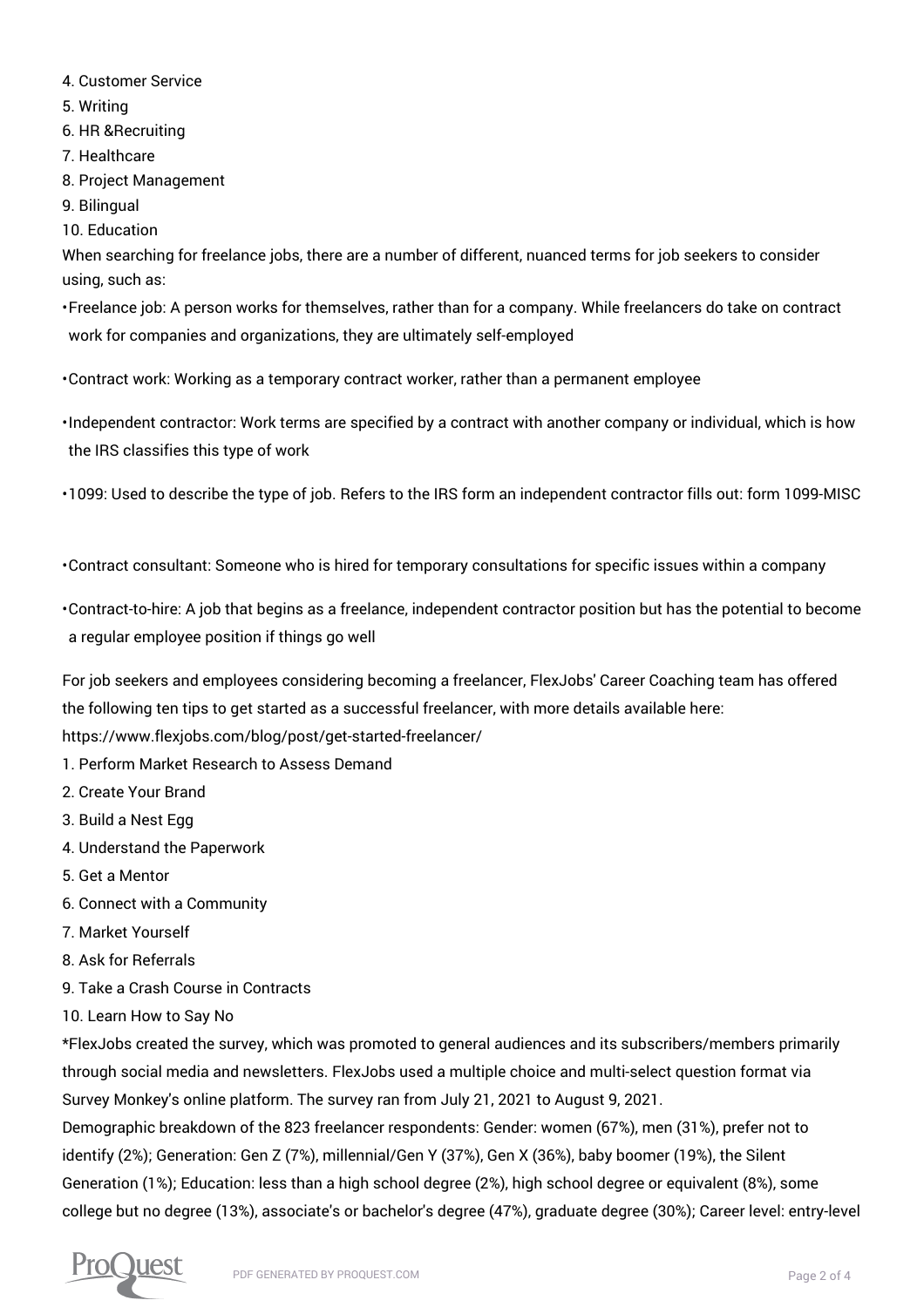4. Customer Service
5. Writing
6. HR &Recruiting
7. Healthcare
8. Project Management
9. Bilingual
10. Education

When searching for freelance jobs, there are a number of different, nuanced terms for job seekers to consider using, such as:

- Freelance job: A person works for themselves, rather than for a company. While freelancers do take on contract work for companies and organizations, they are ultimately self-employed
- Contract work: Working as a temporary contract worker, rather than a permanent employee
- Independent contractor: Work terms are specified by a contract with another company or individual, which is how the IRS classifies this type of work
- 1099: Used to describe the type of job. Refers to the IRS form an independent contractor fills out: form 1099-MISC
- Contract consultant: Someone who is hired for temporary consultations for specific issues within a company
- Contract-to-hire: A job that begins as a freelance, independent contractor position but has the potential to become a regular employee position if things go well

For job seekers and employees considering becoming a freelancer, FlexJobs' Career Coaching team has offered the following ten tips to get started as a successful freelancer, with more details available here: https://www.flexjobs.com/blog/post/get-started-freelancer/

1. Perform Market Research to Assess Demand
2. Create Your Brand
3. Build a Nest Egg
4. Understand the Paperwork
5. Get a Mentor
6. Connect with a Community
7. Market Yourself
8. Ask for Referrals
9. Take a Crash Course in Contracts
10. Learn How to Say No

*FlexJobs created the survey, which was promoted to general audiences and its subscribers/members primarily through social media and newsletters. FlexJobs used a multiple choice and multi-select question format via Survey Monkey's online platform. The survey ran from July 21, 2021 to August 9, 2021.

Demographic breakdown of the 823 freelancer respondents: Gender: women (67%), men (31%), prefer not to identify (2%); Generation: Gen Z (7%), millennial/Gen Y (37%), Gen X (36%), baby boomer (19%), the Silent Generation (1%); Education: less than a high school degree (2%), high school degree or equivalent (8%), some college but no degree (13%), associate's or bachelor's degree (47%), graduate degree (30%); Career level: entry-level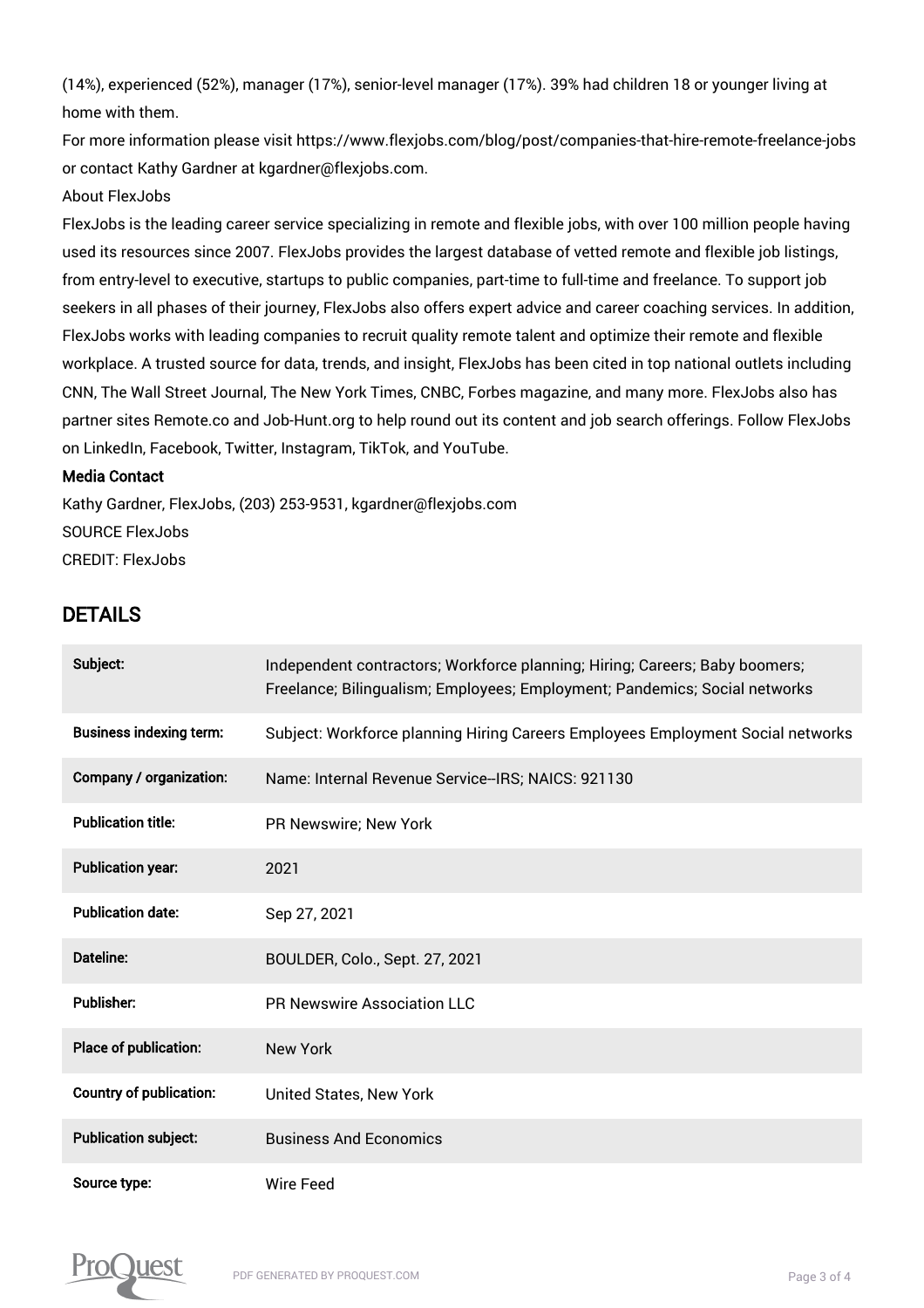(14%), experienced (52%), manager (17%), senior-level manager (17%). 39% had children 18 or younger living at home with them.

For more information please visit https://www.flexjobs.com/blog/post/companies-that-hire-remote-freelance-jobs or contact Kathy Gardner at kgardner@flexjobs.com.

About FlexJobs

FlexJobs is the leading career service specializing in remote and flexible jobs, with over 100 million people having used its resources since 2007. FlexJobs provides the largest database of vetted remote and flexible job listings, from entry-level to executive, startups to public companies, part-time to full-time and freelance. To support job seekers in all phases of their journey, FlexJobs also offers expert advice and career coaching services. In addition, FlexJobs works with leading companies to recruit quality remote talent and optimize their remote and flexible workplace. A trusted source for data, trends, and insight, FlexJobs has been cited in top national outlets including CNN, The Wall Street Journal, The New York Times, CNBC, Forbes magazine, and many more. FlexJobs also has partner sites Remote.co and Job-Hunt.org to help round out its content and job search offerings. Follow FlexJobs on LinkedIn, Facebook, Twitter, Instagram, TikTok, and YouTube.

**Media Contact**

Kathy Gardner, FlexJobs, (203) 253-9531, kgardner@flexjobs.com

SOURCE FlexJobs

CREDIT: FlexJobs

## DETAILS

| | |
|---|---|
| **Subject:** | Independent contractors; Workforce planning; Hiring; Careers; Baby boomers; Freelance; Bilingualism; Employees; Employment; Pandemics; Social networks |
| **Business indexing term:** | Subject: Workforce planning Hiring Careers Employees Employment Social networks |
| **Company / organization:** | Name: Internal Revenue Service--IRS; NAICS: 921130 |
| **Publication title:** | PR Newswire; New York |
| **Publication year:** | 2021 |
| **Publication date:** | Sep 27, 2021 |
| **Dateline:** | BOULDER, Colo., Sept. 27, 2021 |
| **Publisher:** | PR Newswire Association LLC |
| **Place of publication:** | New York |
| **Country of publication:** | United States, New York |
| **Publication subject:** | Business And Economics |
| **Source type:** | Wire Feed |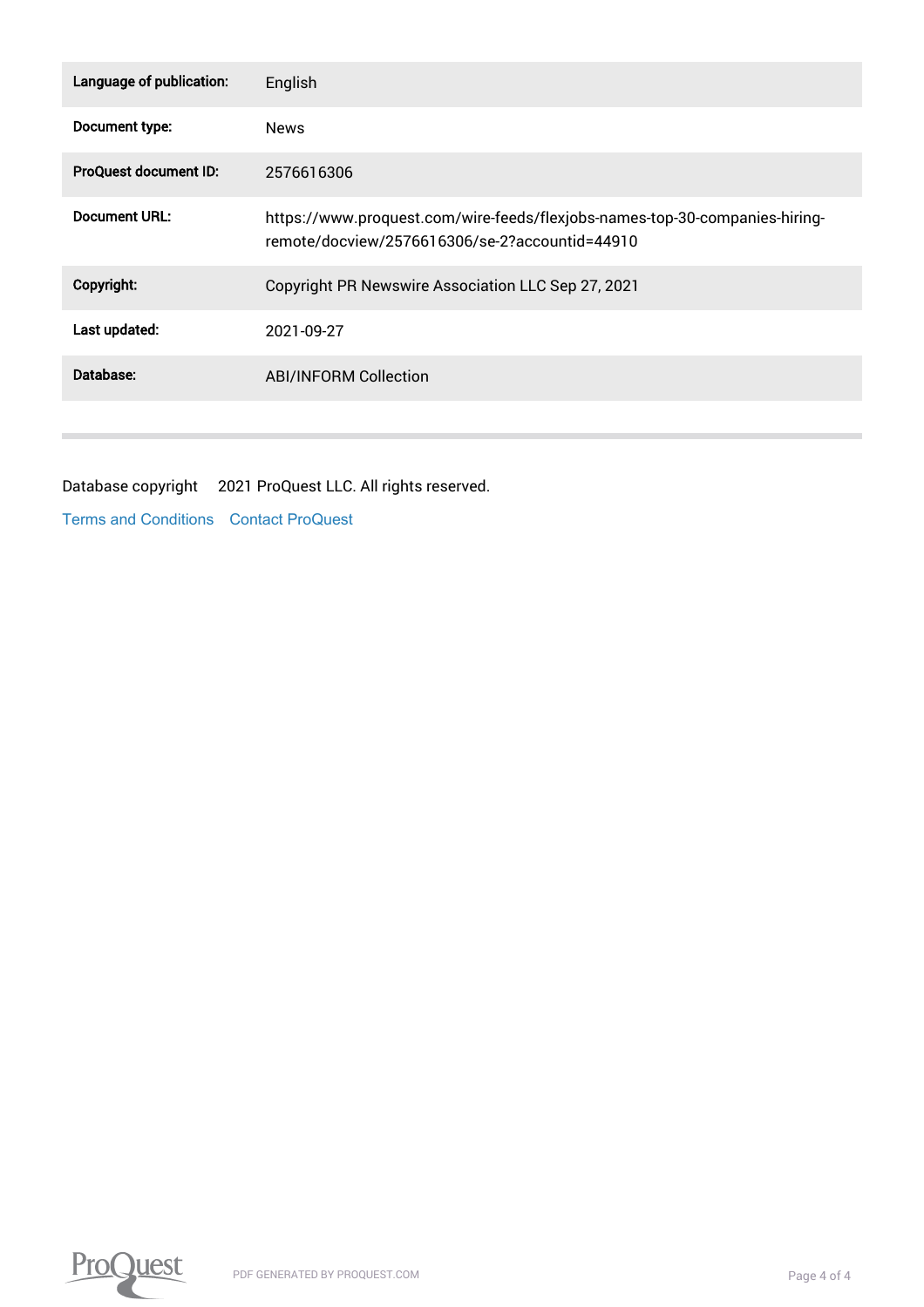| | |
|---|---|
| **Language of publication:** | English |
| **Document type:** | News |
| **ProQuest document ID:** | 2576616306 |
| **Document URL:** | https://www.proquest.com/wire-feeds/flexjobs-names-top-30-companies-hiring-remote/docview/2576616306/se-2?accountid=44910 |
| **Copyright:** | Copyright PR Newswire Association LLC Sep 27, 2021 |
| **Last updated:** | 2021-09-27 |
| **Database:** | ABI/INFORM Collection |

Database copyright 2021 ProQuest LLC. All rights reserved.

Terms and Conditions Contact ProQuest